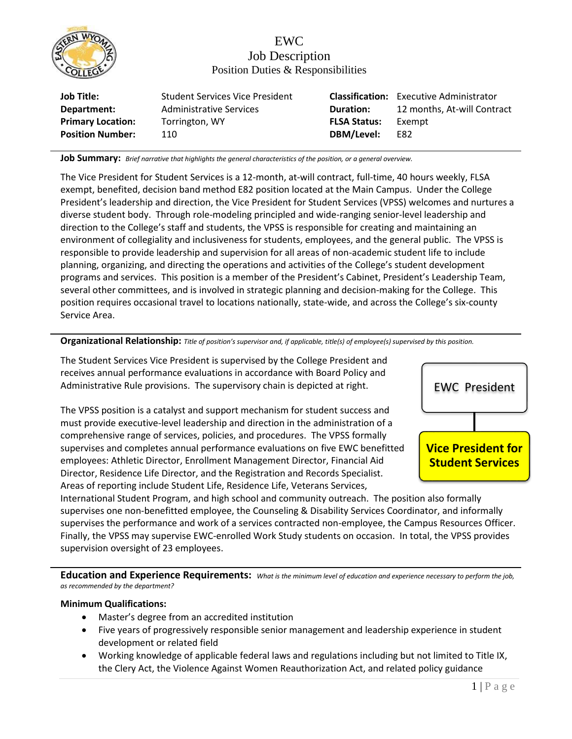# EWC
## Job Description
### Position Duties & Responsibilities

| | | | |
|---|---|---|---|
| **Job Title:** | Student Services Vice President | **Classification:** | Executive Administrator |
| **Department:** | Administrative Services | **Duration:** | 12 months, At-will Contract |
| **Primary Location:** | Torrington, WY | **FLSA Status:** | Exempt |
| **Position Number:** | 110 | **DBM/Level:** | E82 |

**Job Summary:** *Brief narrative that highlights the general characteristics of the position, or a general overview.*

The Vice President for Student Services is a 12-month, at-will contract, full-time, 40 hours weekly, FLSA exempt, benefited, decision band method E82 position located at the Main Campus. Under the College President's leadership and direction, the Vice President for Student Services (VPSS) welcomes and nurtures a diverse student body. Through role-modeling principled and wide-ranging senior-level leadership and direction to the College's staff and students, the VPSS is responsible for creating and maintaining an environment of collegiality and inclusiveness for students, employees, and the general public. The VPSS is responsible to provide leadership and supervision for all areas of non-academic student life to include planning, organizing, and directing the operations and activities of the College's student development programs and services. This position is a member of the President's Cabinet, President's Leadership Team, several other committees, and is involved in strategic planning and decision-making for the College. This position requires occasional travel to locations nationally, state-wide, and across the College's six-county Service Area.

**Organizational Relationship:** *Title of position's supervisor and, if applicable, title(s) of employee(s) supervised by this position.*

The Student Services Vice President is supervised by the College President and receives annual performance evaluations in accordance with Board Policy and Administrative Rule provisions. The supervisory chain is depicted at right.

EWC President → **Vice President for Student Services**

The VPSS position is a catalyst and support mechanism for student success and must provide executive-level leadership and direction in the administration of a comprehensive range of services, policies, and procedures. The VPSS formally supervises and completes annual performance evaluations on five EWC benefitted employees: Athletic Director, Enrollment Management Director, Financial Aid Director, Residence Life Director, and the Registration and Records Specialist. Areas of reporting include Student Life, Residence Life, Veterans Services, International Student Program, and high school and community outreach. The position also formally supervises one non-benefitted employee, the Counseling & Disability Services Coordinator, and informally supervises the performance and work of a services contracted non-employee, the Campus Resources Officer. Finally, the VPSS may supervise EWC-enrolled Work Study students on occasion. In total, the VPSS provides supervision oversight of 23 employees.

**Education and Experience Requirements:** *What is the minimum level of education and experience necessary to perform the job, as recommended by the department?*

**Minimum Qualifications:**

- Master's degree from an accredited institution
- Five years of progressively responsible senior management and leadership experience in student development or related field
- Working knowledge of applicable federal laws and regulations including but not limited to Title IX, the Clery Act, the Violence Against Women Reauthorization Act, and related policy guidance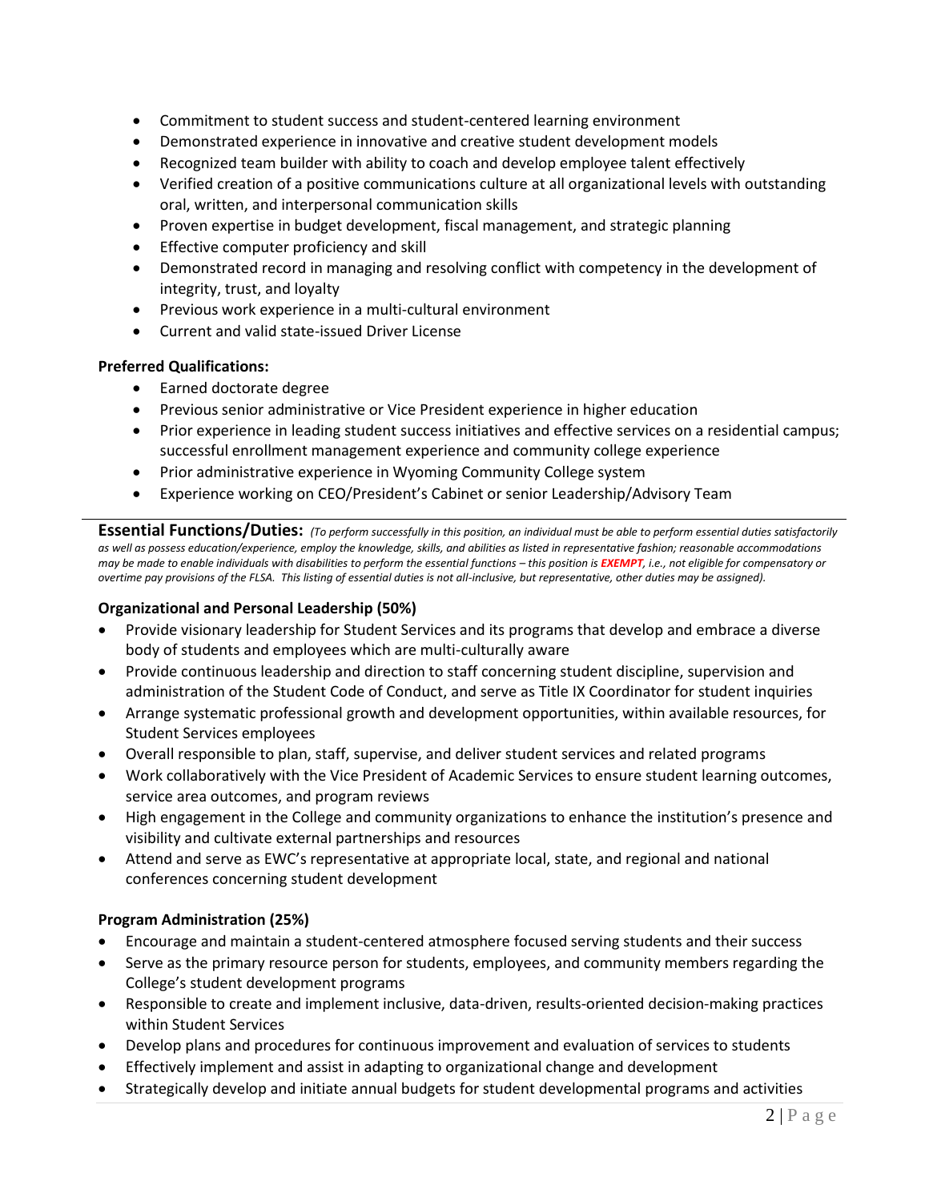- Commitment to student success and student-centered learning environment
- Demonstrated experience in innovative and creative student development models
- Recognized team builder with ability to coach and develop employee talent effectively
- Verified creation of a positive communications culture at all organizational levels with outstanding oral, written, and interpersonal communication skills
- Proven expertise in budget development, fiscal management, and strategic planning
- Effective computer proficiency and skill
- Demonstrated record in managing and resolving conflict with competency in the development of integrity, trust, and loyalty
- Previous work experience in a multi-cultural environment
- Current and valid state-issued Driver License

**Preferred Qualifications:**

- Earned doctorate degree
- Previous senior administrative or Vice President experience in higher education
- Prior experience in leading student success initiatives and effective services on a residential campus; successful enrollment management experience and community college experience
- Prior administrative experience in Wyoming Community College system
- Experience working on CEO/President's Cabinet or senior Leadership/Advisory Team

---

**Essential Functions/Duties:** *(To perform successfully in this position, an individual must be able to perform essential duties satisfactorily as well as possess education/experience, employ the knowledge, skills, and abilities as listed in representative fashion; reasonable accommodations may be made to enable individuals with disabilities to perform the essential functions – this position is **EXEMPT**, i.e., not eligible for compensatory or overtime pay provisions of the FLSA. This listing of essential duties is not all-inclusive, but representative, other duties may be assigned).*

**Organizational and Personal Leadership (50%)**

- Provide visionary leadership for Student Services and its programs that develop and embrace a diverse body of students and employees which are multi-culturally aware
- Provide continuous leadership and direction to staff concerning student discipline, supervision and administration of the Student Code of Conduct, and serve as Title IX Coordinator for student inquiries
- Arrange systematic professional growth and development opportunities, within available resources, for Student Services employees
- Overall responsible to plan, staff, supervise, and deliver student services and related programs
- Work collaboratively with the Vice President of Academic Services to ensure student learning outcomes, service area outcomes, and program reviews
- High engagement in the College and community organizations to enhance the institution's presence and visibility and cultivate external partnerships and resources
- Attend and serve as EWC's representative at appropriate local, state, and regional and national conferences concerning student development

**Program Administration (25%)**

- Encourage and maintain a student-centered atmosphere focused serving students and their success
- Serve as the primary resource person for students, employees, and community members regarding the College's student development programs
- Responsible to create and implement inclusive, data-driven, results-oriented decision-making practices within Student Services
- Develop plans and procedures for continuous improvement and evaluation of services to students
- Effectively implement and assist in adapting to organizational change and development
- Strategically develop and initiate annual budgets for student developmental programs and activities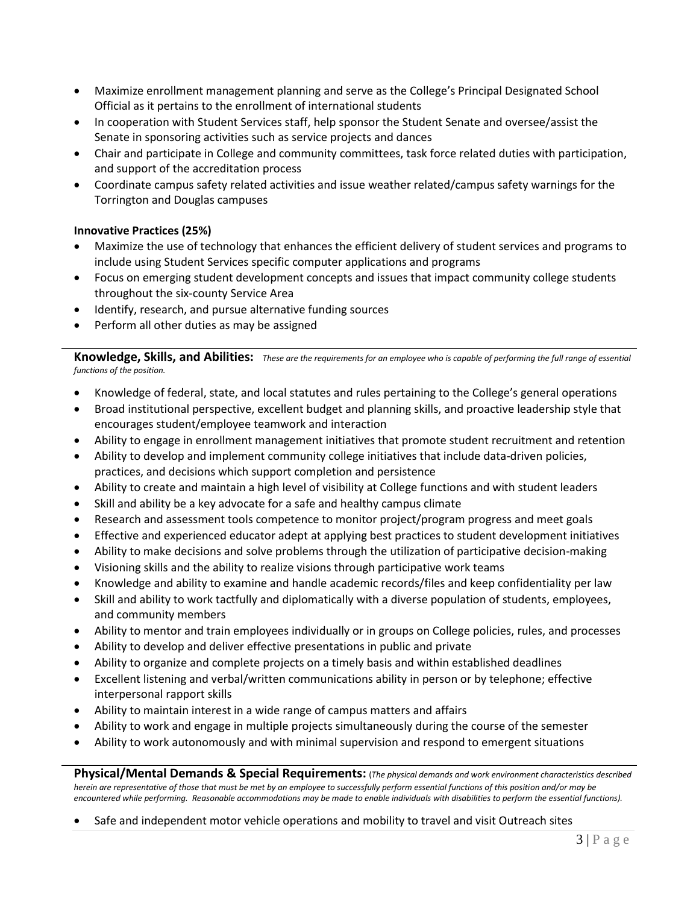- Maximize enrollment management planning and serve as the College's Principal Designated School Official as it pertains to the enrollment of international students
- In cooperation with Student Services staff, help sponsor the Student Senate and oversee/assist the Senate in sponsoring activities such as service projects and dances
- Chair and participate in College and community committees, task force related duties with participation, and support of the accreditation process
- Coordinate campus safety related activities and issue weather related/campus safety warnings for the Torrington and Douglas campuses

**Innovative Practices (25%)**

- Maximize the use of technology that enhances the efficient delivery of student services and programs to include using Student Services specific computer applications and programs
- Focus on emerging student development concepts and issues that impact community college students throughout the six-county Service Area
- Identify, research, and pursue alternative funding sources
- Perform all other duties as may be assigned

## Knowledge, Skills, and Abilities:

*These are the requirements for an employee who is capable of performing the full range of essential functions of the position.*

- Knowledge of federal, state, and local statutes and rules pertaining to the College's general operations
- Broad institutional perspective, excellent budget and planning skills, and proactive leadership style that encourages student/employee teamwork and interaction
- Ability to engage in enrollment management initiatives that promote student recruitment and retention
- Ability to develop and implement community college initiatives that include data-driven policies, practices, and decisions which support completion and persistence
- Ability to create and maintain a high level of visibility at College functions and with student leaders
- Skill and ability be a key advocate for a safe and healthy campus climate
- Research and assessment tools competence to monitor project/program progress and meet goals
- Effective and experienced educator adept at applying best practices to student development initiatives
- Ability to make decisions and solve problems through the utilization of participative decision-making
- Visioning skills and the ability to realize visions through participative work teams
- Knowledge and ability to examine and handle academic records/files and keep confidentiality per law
- Skill and ability to work tactfully and diplomatically with a diverse population of students, employees, and community members
- Ability to mentor and train employees individually or in groups on College policies, rules, and processes
- Ability to develop and deliver effective presentations in public and private
- Ability to organize and complete projects on a timely basis and within established deadlines
- Excellent listening and verbal/written communications ability in person or by telephone; effective interpersonal rapport skills
- Ability to maintain interest in a wide range of campus matters and affairs
- Ability to work and engage in multiple projects simultaneously during the course of the semester
- Ability to work autonomously and with minimal supervision and respond to emergent situations

## Physical/Mental Demands & Special Requirements:

(*The physical demands and work environment characteristics described herein are representative of those that must be met by an employee to successfully perform essential functions of this position and/or may be encountered while performing. Reasonable accommodations may be made to enable individuals with disabilities to perform the essential functions).*

- Safe and independent motor vehicle operations and mobility to travel and visit Outreach sites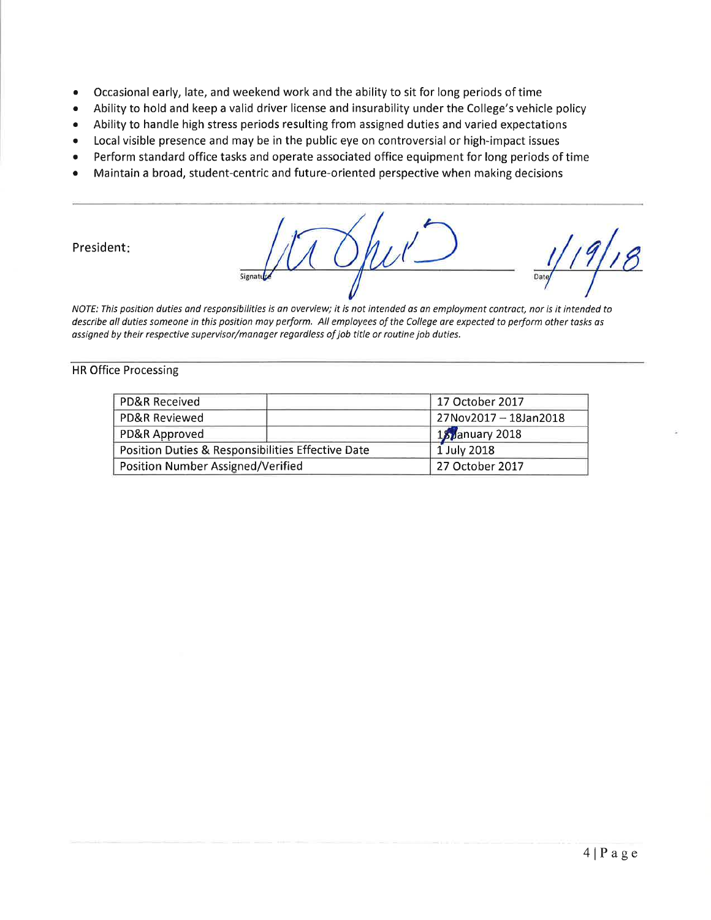- Occasional early, late, and weekend work and the ability to sit for long periods of time
- Ability to hold and keep a valid driver license and insurability under the College's vehicle policy
- Ability to handle high stress periods resulting from assigned duties and varied expectations
- Local visible presence and may be in the public eye on controversial or high-impact issues
- Perform standard office tasks and operate associated office equipment for long periods of time
- Maintain a broad, student-centric and future-oriented perspective when making decisions

President: Signature ______ Date 1/19/18

*NOTE: This position duties and responsibilities is an overview; it is not intended as an employment contract, nor is it intended to describe all duties someone in this position may perform. All employees of the College are expected to perform other tasks as assigned by their respective supervisor/manager regardless of job title or routine job duties.*

HR Office Processing

| | | |
|---|---|---|
| PD&R Received | | 17 October 2017 |
| PD&R Reviewed | | 27Nov2017 – 18Jan2018 |
| PD&R Approved | | 19 January 2018 |
| Position Duties & Responsibilities Effective Date | | 1 July 2018 |
| Position Number Assigned/Verified | | 27 October 2017 |